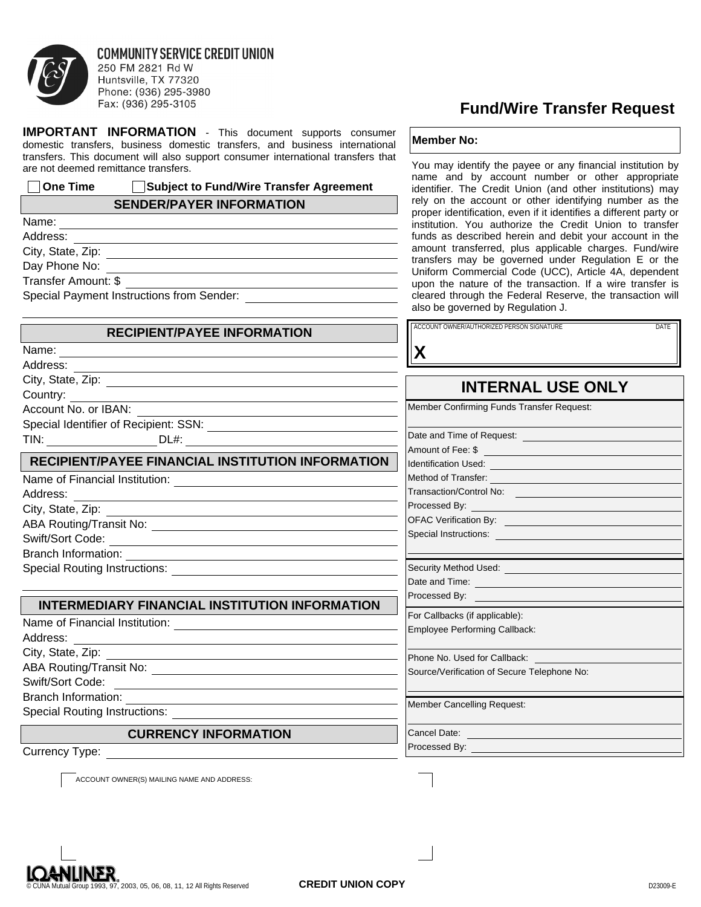**COMMUNITY SERVICE CREDIT UNION**
250 FM 2821 Rd W
Huntsville, TX 77320
Phone: (936) 295-3980
Fax: (936) 295-3105

# Fund/Wire Transfer Request

**IMPORTANT INFORMATION** - This document supports consumer domestic transfers, business domestic transfers, and business international transfers. This document will also support consumer international transfers that are not deemed remittance transfers.

☐ **One Time** ☐ **Subject to Fund/Wire Transfer Agreement**

## SENDER/PAYER INFORMATION

Name:
Address:
City, State, Zip:
Day Phone No:
Transfer Amount: $
Special Payment Instructions from Sender:

## RECIPIENT/PAYEE INFORMATION

Name:
Address:
City, State, Zip:
Country:
Account No. or IBAN:
Special Identifier of Recipient: SSN:
TIN: DL#:

## RECIPIENT/PAYEE FINANCIAL INSTITUTION INFORMATION

Name of Financial Institution:
Address:
City, State, Zip:
ABA Routing/Transit No:
Swift/Sort Code:
Branch Information:
Special Routing Instructions:

## INTERMEDIARY FINANCIAL INSTITUTION INFORMATION

Name of Financial Institution:
Address:
City, State, Zip:
ABA Routing/Transit No:
Swift/Sort Code:
Branch Information:
Special Routing Instructions:

## CURRENCY INFORMATION

Currency Type:

**Member No:**

You may identify the payee or any financial institution by name and by account number or other appropriate identifier. The Credit Union (and other institutions) may rely on the account or other identifying number as the proper identification, even if it identifies a different party or institution. You authorize the Credit Union to transfer funds as described herein and debit your account in the amount transferred, plus applicable charges. Fund/wire transfers may be governed under Regulation E or the Uniform Commercial Code (UCC), Article 4A, dependent upon the nature of the transaction. If a wire transfer is cleared through the Federal Reserve, the transaction will also be governed by Regulation J.

ACCOUNT OWNER/AUTHORIZED PERSON SIGNATURE DATE

**X**

## INTERNAL USE ONLY

Member Confirming Funds Transfer Request:
Date and Time of Request:
Amount of Fee: $
Identification Used:
Method of Transfer:
Transaction/Control No:
Processed By:
OFAC Verification By:
Special Instructions:

Security Method Used:
Date and Time:
Processed By:

For Callbacks (if applicable):
Employee Performing Callback:
Phone No. Used for Callback:
Source/Verification of Secure Telephone No:

Member Cancelling Request:
Cancel Date:
Processed By:

ACCOUNT OWNER(S) MAILING NAME AND ADDRESS:

LOANLINER® © CUNA Mutual Group 1993, 97, 2003, 05, 06, 08, 11, 12 All Rights Reserved

**CREDIT UNION COPY**

D23009-E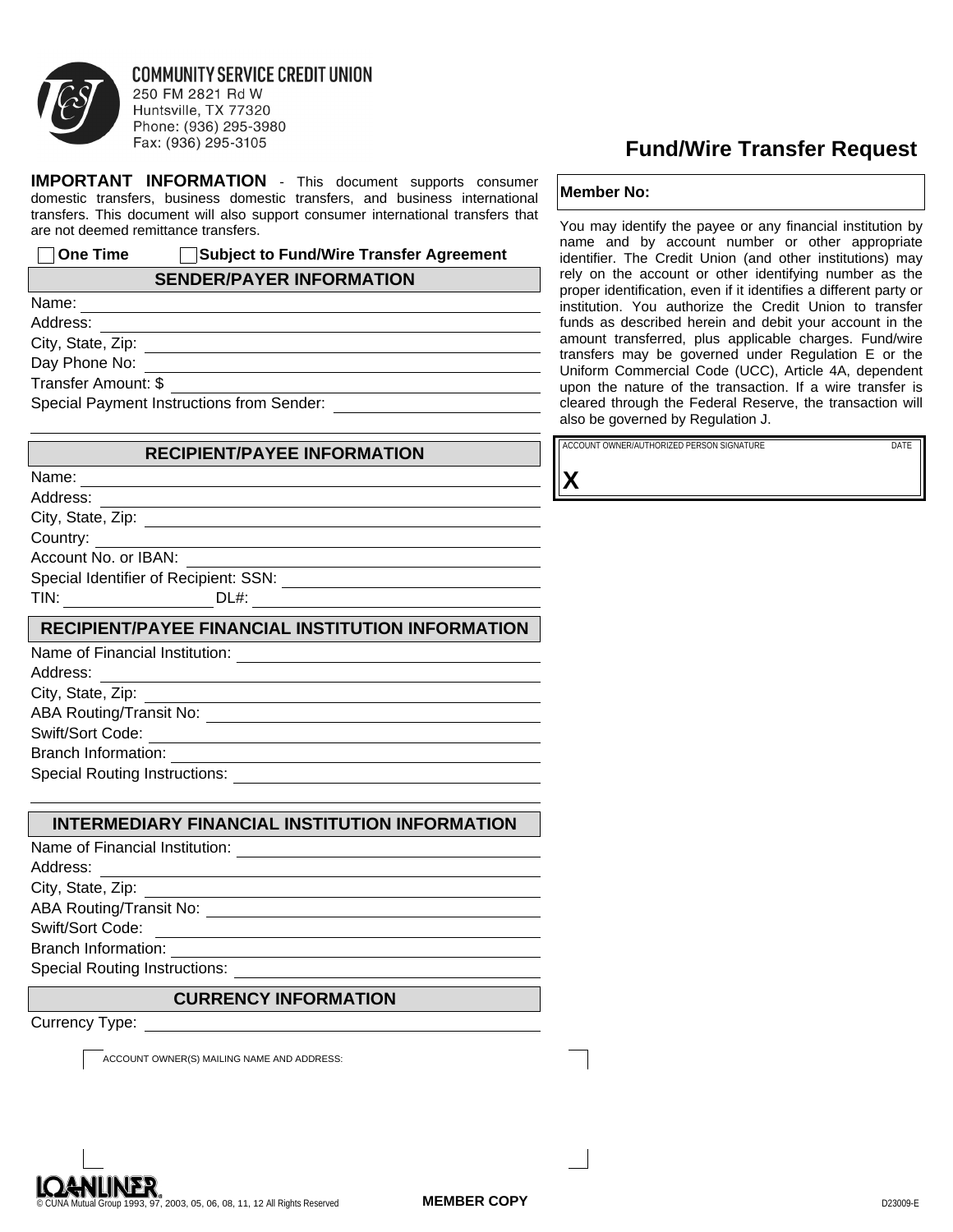**COMMUNITY SERVICE CREDIT UNION**
250 FM 2821 Rd W
Huntsville, TX 77320
Phone: (936) 295-3980
Fax: (936) 295-3105

# Fund/Wire Transfer Request

**IMPORTANT INFORMATION** - This document supports consumer domestic transfers, business domestic transfers, and business international transfers. This document will also support consumer international transfers that are not deemed remittance transfers.

☐ **One Time** ☐ **Subject to Fund/Wire Transfer Agreement**

**Member No:**

You may identify the payee or any financial institution by name and by account number or other appropriate identifier. The Credit Union (and other institutions) may rely on the account or other identifying number as the proper identification, even if it identifies a different party or institution. You authorize the Credit Union to transfer funds as described herein and debit your account in the amount transferred, plus applicable charges. Fund/wire transfers may be governed under Regulation E or the Uniform Commercial Code (UCC), Article 4A, dependent upon the nature of the transaction. If a wire transfer is cleared through the Federal Reserve, the transaction will also be governed by Regulation J.

ACCOUNT OWNER/AUTHORIZED PERSON SIGNATURE DATE

**X**

## SENDER/PAYER INFORMATION

Name:
Address:
City, State, Zip:
Day Phone No:
Transfer Amount: $
Special Payment Instructions from Sender:

## RECIPIENT/PAYEE INFORMATION

Name:
Address:
City, State, Zip:
Country:
Account No. or IBAN:
Special Identifier of Recipient: SSN:
TIN: DL#:

## RECIPIENT/PAYEE FINANCIAL INSTITUTION INFORMATION

Name of Financial Institution:
Address:
City, State, Zip:
ABA Routing/Transit No:
Swift/Sort Code:
Branch Information:
Special Routing Instructions:

## INTERMEDIARY FINANCIAL INSTITUTION INFORMATION

Name of Financial Institution:
Address:
City, State, Zip:
ABA Routing/Transit No:
Swift/Sort Code:
Branch Information:
Special Routing Instructions:

## CURRENCY INFORMATION

Currency Type:

ACCOUNT OWNER(S) MAILING NAME AND ADDRESS:

LOANLINER® © CUNA Mutual Group 1993, 97, 2003, 05, 06, 08, 11, 12 All Rights Reserved

**MEMBER COPY**

D23009-E